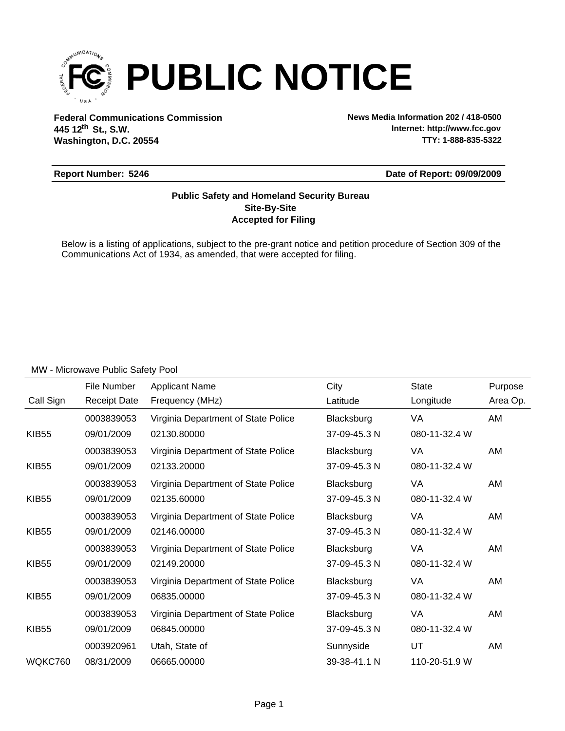# PUBLIC NOTICE

**Federal Communications Commission**
**445 12th St., S.W.**
**Washington, D.C. 20554**

**News Media Information 202 / 418-0500**
**Internet: http://www.fcc.gov**
**TTY: 1-888-835-5322**

**Report Number: 5246** **Date of Report: 09/09/2009**

**Public Safety and Homeland Security Bureau**
**Site-By-Site**
**Accepted for Filing**

Below is a listing of applications, subject to the pre-grant notice and petition procedure of Section 309 of the Communications Act of 1934, as amended, that were accepted for filing.

MW - Microwave Public Safety Pool

| Call Sign | File Number / Receipt Date | Applicant Name / Frequency (MHz) | City / Latitude | State / Longitude | Purpose / Area Op. |
|---|---|---|---|---|---|
| | 0003839053 | Virginia Department of State Police | Blacksburg | VA | AM |
| KIB55 | 09/01/2009 | 02130.80000 | 37-09-45.3 N | 080-11-32.4 W | |
| | 0003839053 | Virginia Department of State Police | Blacksburg | VA | AM |
| KIB55 | 09/01/2009 | 02133.20000 | 37-09-45.3 N | 080-11-32.4 W | |
| | 0003839053 | Virginia Department of State Police | Blacksburg | VA | AM |
| KIB55 | 09/01/2009 | 02135.60000 | 37-09-45.3 N | 080-11-32.4 W | |
| | 0003839053 | Virginia Department of State Police | Blacksburg | VA | AM |
| KIB55 | 09/01/2009 | 02146.00000 | 37-09-45.3 N | 080-11-32.4 W | |
| | 0003839053 | Virginia Department of State Police | Blacksburg | VA | AM |
| KIB55 | 09/01/2009 | 02149.20000 | 37-09-45.3 N | 080-11-32.4 W | |
| | 0003839053 | Virginia Department of State Police | Blacksburg | VA | AM |
| KIB55 | 09/01/2009 | 06835.00000 | 37-09-45.3 N | 080-11-32.4 W | |
| | 0003839053 | Virginia Department of State Police | Blacksburg | VA | AM |
| KIB55 | 09/01/2009 | 06845.00000 | 37-09-45.3 N | 080-11-32.4 W | |
| | 0003920961 | Utah, State of | Sunnyside | UT | AM |
| WQKC760 | 08/31/2009 | 06665.00000 | 39-38-41.1 N | 110-20-51.9 W | |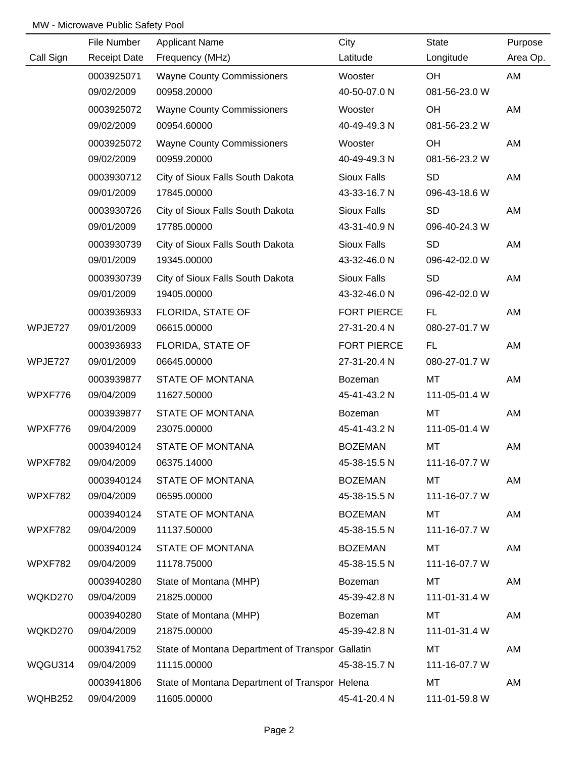MW - Microwave Public Safety Pool

| Call Sign | File Number<br>Receipt Date | Applicant Name<br>Frequency (MHz) | City<br>Latitude | State<br>Longitude | Purpose<br>Area Op. |
|---|---|---|---|---|---|
| | 0003925071<br>09/02/2009 | Wayne County Commissioners<br>00958.20000 | Wooster<br>40-50-07.0 N | OH<br>081-56-23.0 W | AM |
| | 0003925072<br>09/02/2009 | Wayne County Commissioners<br>00954.60000 | Wooster<br>40-49-49.3 N | OH<br>081-56-23.2 W | AM |
| | 0003925072<br>09/02/2009 | Wayne County Commissioners<br>00959.20000 | Wooster<br>40-49-49.3 N | OH<br>081-56-23.2 W | AM |
| | 0003930712<br>09/01/2009 | City of Sioux Falls South Dakota<br>17845.00000 | Sioux Falls<br>43-33-16.7 N | SD<br>096-43-18.6 W | AM |
| | 0003930726<br>09/01/2009 | City of Sioux Falls South Dakota<br>17785.00000 | Sioux Falls<br>43-31-40.9 N | SD<br>096-40-24.3 W | AM |
| | 0003930739<br>09/01/2009 | City of Sioux Falls South Dakota<br>19345.00000 | Sioux Falls<br>43-32-46.0 N | SD<br>096-42-02.0 W | AM |
| | 0003930739<br>09/01/2009 | City of Sioux Falls South Dakota<br>19405.00000 | Sioux Falls<br>43-32-46.0 N | SD<br>096-42-02.0 W | AM |
| WPJE727 | 0003936933<br>09/01/2009 | FLORIDA, STATE OF<br>06615.00000 | FORT PIERCE<br>27-31-20.4 N | FL<br>080-27-01.7 W | AM |
| WPJE727 | 0003936933<br>09/01/2009 | FLORIDA, STATE OF<br>06645.00000 | FORT PIERCE<br>27-31-20.4 N | FL<br>080-27-01.7 W | AM |
| WPXF776 | 0003939877<br>09/04/2009 | STATE OF MONTANA<br>11627.50000 | Bozeman<br>45-41-43.2 N | MT<br>111-05-01.4 W | AM |
| WPXF776 | 0003939877<br>09/04/2009 | STATE OF MONTANA<br>23075.00000 | Bozeman<br>45-41-43.2 N | MT<br>111-05-01.4 W | AM |
| WPXF782 | 0003940124<br>09/04/2009 | STATE OF MONTANA<br>06375.14000 | BOZEMAN<br>45-38-15.5 N | MT<br>111-16-07.7 W | AM |
| WPXF782 | 0003940124<br>09/04/2009 | STATE OF MONTANA<br>06595.00000 | BOZEMAN<br>45-38-15.5 N | MT<br>111-16-07.7 W | AM |
| WPXF782 | 0003940124<br>09/04/2009 | STATE OF MONTANA<br>11137.50000 | BOZEMAN<br>45-38-15.5 N | MT<br>111-16-07.7 W | AM |
| WPXF782 | 0003940124<br>09/04/2009 | STATE OF MONTANA<br>11178.75000 | BOZEMAN<br>45-38-15.5 N | MT<br>111-16-07.7 W | AM |
| WQKD270 | 0003940280<br>09/04/2009 | State of Montana (MHP)<br>21825.00000 | Bozeman<br>45-39-42.8 N | MT<br>111-01-31.4 W | AM |
| WQKD270 | 0003940280<br>09/04/2009 | State of Montana (MHP)<br>21875.00000 | Bozeman<br>45-39-42.8 N | MT<br>111-01-31.4 W | AM |
| WQGU314 | 0003941752<br>09/04/2009 | State of Montana Department of Transpor<br>11115.00000 | Gallatin<br>45-38-15.7 N | MT<br>111-16-07.7 W | AM |
| WQHB252 | 0003941806<br>09/04/2009 | State of Montana Department of Transpor<br>11605.00000 | Helena<br>45-41-20.4 N | MT<br>111-01-59.8 W | AM |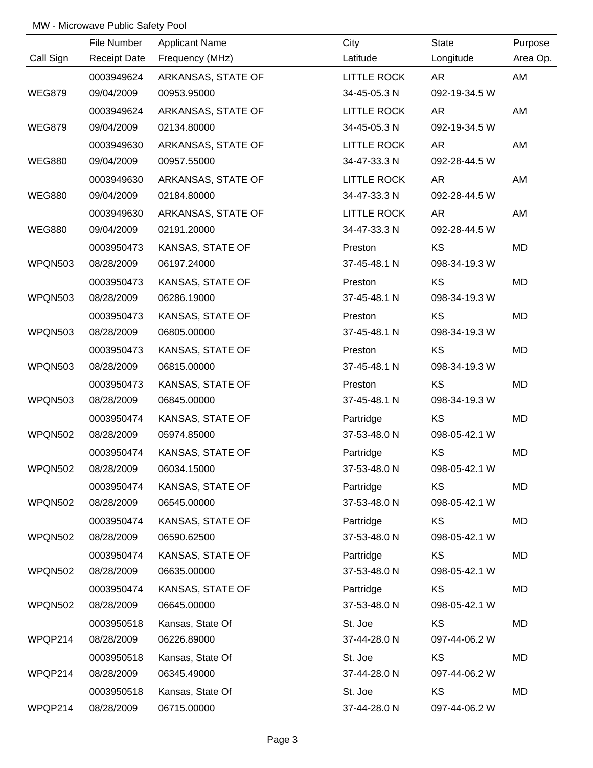MW - Microwave Public Safety Pool

| Call Sign | File Number<br>Receipt Date | Applicant Name<br>Frequency (MHz) | City<br>Latitude | State<br>Longitude | Purpose<br>Area Op. |
|---|---|---|---|---|---|
| WEG879 | 0003949624<br>09/04/2009 | ARKANSAS, STATE OF<br>00953.95000 | LITTLE ROCK<br>34-45-05.3 N | AR<br>092-19-34.5 W | AM |
| WEG879 | 0003949624<br>09/04/2009 | ARKANSAS, STATE OF<br>02134.80000 | LITTLE ROCK<br>34-45-05.3 N | AR<br>092-19-34.5 W | AM |
| WEG880 | 0003949630<br>09/04/2009 | ARKANSAS, STATE OF<br>00957.55000 | LITTLE ROCK<br>34-47-33.3 N | AR<br>092-28-44.5 W | AM |
| WEG880 | 0003949630<br>09/04/2009 | ARKANSAS, STATE OF<br>02184.80000 | LITTLE ROCK<br>34-47-33.3 N | AR<br>092-28-44.5 W | AM |
| WEG880 | 0003949630<br>09/04/2009 | ARKANSAS, STATE OF<br>02191.20000 | LITTLE ROCK<br>34-47-33.3 N | AR<br>092-28-44.5 W | AM |
| WPQN503 | 0003950473<br>08/28/2009 | KANSAS, STATE OF<br>06197.24000 | Preston<br>37-45-48.1 N | KS<br>098-34-19.3 W | MD |
| WPQN503 | 0003950473<br>08/28/2009 | KANSAS, STATE OF<br>06286.19000 | Preston<br>37-45-48.1 N | KS<br>098-34-19.3 W | MD |
| WPQN503 | 0003950473<br>08/28/2009 | KANSAS, STATE OF<br>06805.00000 | Preston<br>37-45-48.1 N | KS<br>098-34-19.3 W | MD |
| WPQN503 | 0003950473<br>08/28/2009 | KANSAS, STATE OF<br>06815.00000 | Preston<br>37-45-48.1 N | KS<br>098-34-19.3 W | MD |
| WPQN503 | 0003950473<br>08/28/2009 | KANSAS, STATE OF<br>06845.00000 | Preston<br>37-45-48.1 N | KS<br>098-34-19.3 W | MD |
| WPQN502 | 0003950474<br>08/28/2009 | KANSAS, STATE OF<br>05974.85000 | Partridge<br>37-53-48.0 N | KS<br>098-05-42.1 W | MD |
| WPQN502 | 0003950474<br>08/28/2009 | KANSAS, STATE OF<br>06034.15000 | Partridge<br>37-53-48.0 N | KS<br>098-05-42.1 W | MD |
| WPQN502 | 0003950474<br>08/28/2009 | KANSAS, STATE OF<br>06545.00000 | Partridge<br>37-53-48.0 N | KS<br>098-05-42.1 W | MD |
| WPQN502 | 0003950474<br>08/28/2009 | KANSAS, STATE OF<br>06590.62500 | Partridge<br>37-53-48.0 N | KS<br>098-05-42.1 W | MD |
| WPQN502 | 0003950474<br>08/28/2009 | KANSAS, STATE OF<br>06635.00000 | Partridge<br>37-53-48.0 N | KS<br>098-05-42.1 W | MD |
| WPQN502 | 0003950474<br>08/28/2009 | KANSAS, STATE OF<br>06645.00000 | Partridge<br>37-53-48.0 N | KS<br>098-05-42.1 W | MD |
| WPQP214 | 0003950518<br>08/28/2009 | Kansas, State Of<br>06226.89000 | St. Joe<br>37-44-28.0 N | KS<br>097-44-06.2 W | MD |
| WPQP214 | 0003950518<br>08/28/2009 | Kansas, State Of<br>06345.49000 | St. Joe<br>37-44-28.0 N | KS<br>097-44-06.2 W | MD |
| WPQP214 | 0003950518<br>08/28/2009 | Kansas, State Of<br>06715.00000 | St. Joe<br>37-44-28.0 N | KS<br>097-44-06.2 W | MD |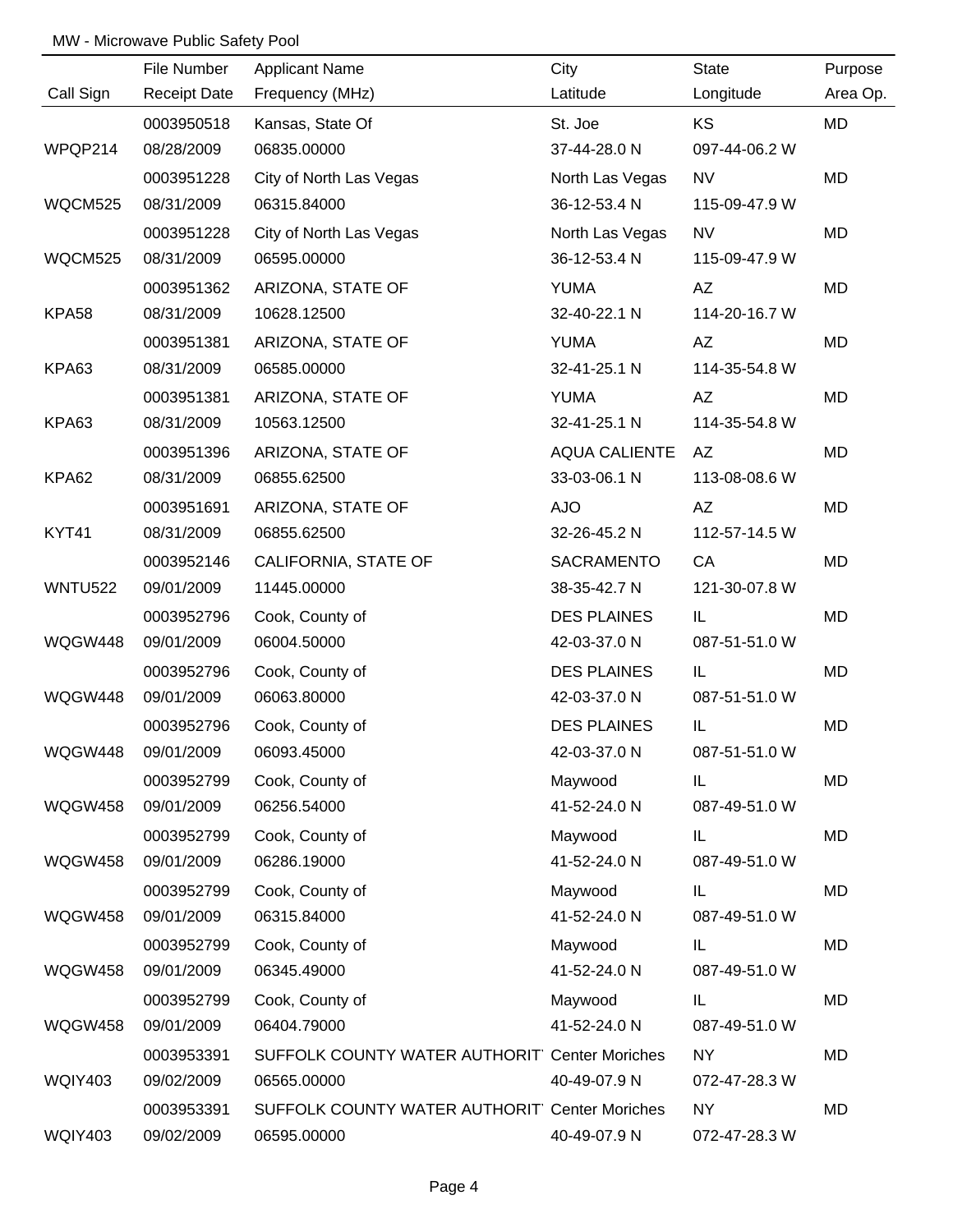MW - Microwave Public Safety Pool

| Call Sign | File Number<br>Receipt Date | Applicant Name<br>Frequency (MHz) | City<br>Latitude | State<br>Longitude | Purpose<br>Area Op. |
|---|---|---|---|---|---|
| WPQP214 | 0003950518<br>08/28/2009 | Kansas, State Of<br>06835.00000 | St. Joe<br>37-44-28.0 N | KS<br>097-44-06.2 W | MD |
| WQCM525 | 0003951228<br>08/31/2009 | City of North Las Vegas<br>06315.84000 | North Las Vegas<br>36-12-53.4 N | NV<br>115-09-47.9 W | MD |
| WQCM525 | 0003951228<br>08/31/2009 | City of North Las Vegas<br>06595.00000 | North Las Vegas<br>36-12-53.4 N | NV<br>115-09-47.9 W | MD |
| KPA58 | 0003951362<br>08/31/2009 | ARIZONA, STATE OF<br>10628.12500 | YUMA<br>32-40-22.1 N | AZ<br>114-20-16.7 W | MD |
| KPA63 | 0003951381<br>08/31/2009 | ARIZONA, STATE OF<br>06585.00000 | YUMA<br>32-41-25.1 N | AZ<br>114-35-54.8 W | MD |
| KPA63 | 0003951381<br>08/31/2009 | ARIZONA, STATE OF<br>10563.12500 | YUMA<br>32-41-25.1 N | AZ<br>114-35-54.8 W | MD |
| KPA62 | 0003951396<br>08/31/2009 | ARIZONA, STATE OF<br>06855.62500 | AQUA CALIENTE<br>33-03-06.1 N | AZ<br>113-08-08.6 W | MD |
| KYT41 | 0003951691<br>08/31/2009 | ARIZONA, STATE OF<br>06855.62500 | AJO<br>32-26-45.2 N | AZ<br>112-57-14.5 W | MD |
| WNTU522 | 0003952146<br>09/01/2009 | CALIFORNIA, STATE OF<br>11445.00000 | SACRAMENTO<br>38-35-42.7 N | CA<br>121-30-07.8 W | MD |
| WQGW448 | 0003952796<br>09/01/2009 | Cook, County of<br>06004.50000 | DES PLAINES<br>42-03-37.0 N | IL<br>087-51-51.0 W | MD |
| WQGW448 | 0003952796<br>09/01/2009 | Cook, County of<br>06063.80000 | DES PLAINES<br>42-03-37.0 N | IL<br>087-51-51.0 W | MD |
| WQGW448 | 0003952796<br>09/01/2009 | Cook, County of<br>06093.45000 | DES PLAINES<br>42-03-37.0 N | IL<br>087-51-51.0 W | MD |
| WQGW458 | 0003952799<br>09/01/2009 | Cook, County of<br>06256.54000 | Maywood<br>41-52-24.0 N | IL<br>087-49-51.0 W | MD |
| WQGW458 | 0003952799<br>09/01/2009 | Cook, County of<br>06286.19000 | Maywood<br>41-52-24.0 N | IL<br>087-49-51.0 W | MD |
| WQGW458 | 0003952799<br>09/01/2009 | Cook, County of<br>06315.84000 | Maywood<br>41-52-24.0 N | IL<br>087-49-51.0 W | MD |
| WQGW458 | 0003952799<br>09/01/2009 | Cook, County of<br>06345.49000 | Maywood<br>41-52-24.0 N | IL<br>087-49-51.0 W | MD |
| WQGW458 | 0003952799<br>09/01/2009 | Cook, County of<br>06404.79000 | Maywood<br>41-52-24.0 N | IL<br>087-49-51.0 W | MD |
| WQIY403 | 0003953391<br>09/02/2009 | SUFFOLK COUNTY WATER AUTHORIT<br>06565.00000 | Center Moriches<br>40-49-07.9 N | NY<br>072-47-28.3 W | MD |
| WQIY403 | 0003953391<br>09/02/2009 | SUFFOLK COUNTY WATER AUTHORIT<br>06595.00000 | Center Moriches<br>40-49-07.9 N | NY<br>072-47-28.3 W | MD |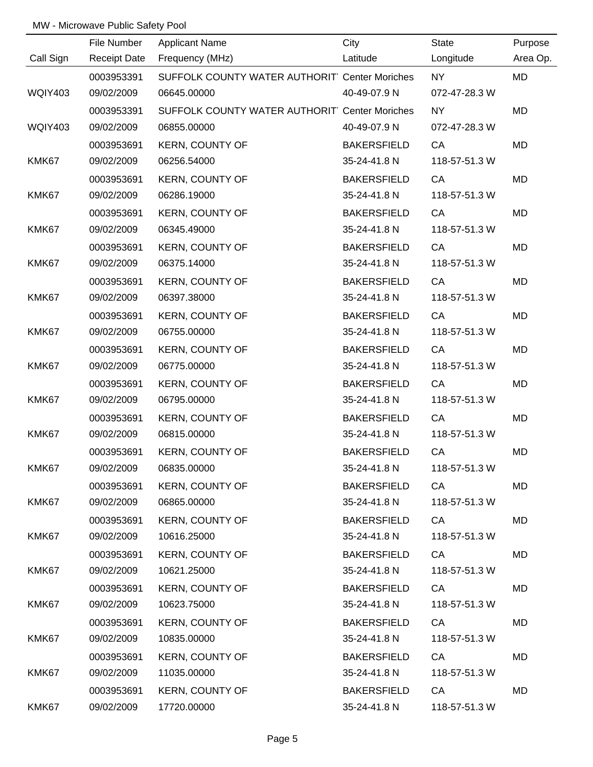MW - Microwave Public Safety Pool

| Call Sign | File Number<br>Receipt Date | Applicant Name<br>Frequency (MHz) | City<br>Latitude | State<br>Longitude | Purpose<br>Area Op. |
|---|---|---|---|---|---|
| WQIY403 | 0003953391<br>09/02/2009 | SUFFOLK COUNTY WATER AUTHORIT<br>06645.00000 | Center Moriches<br>40-49-07.9 N | NY<br>072-47-28.3 W | MD |
| WQIY403 | 0003953391<br>09/02/2009 | SUFFOLK COUNTY WATER AUTHORIT<br>06855.00000 | Center Moriches<br>40-49-07.9 N | NY<br>072-47-28.3 W | MD |
| KMK67 | 0003953691<br>09/02/2009 | KERN, COUNTY OF<br>06256.54000 | BAKERSFIELD<br>35-24-41.8 N | CA<br>118-57-51.3 W | MD |
| KMK67 | 0003953691<br>09/02/2009 | KERN, COUNTY OF<br>06286.19000 | BAKERSFIELD<br>35-24-41.8 N | CA<br>118-57-51.3 W | MD |
| KMK67 | 0003953691<br>09/02/2009 | KERN, COUNTY OF<br>06345.49000 | BAKERSFIELD<br>35-24-41.8 N | CA<br>118-57-51.3 W | MD |
| KMK67 | 0003953691<br>09/02/2009 | KERN, COUNTY OF<br>06375.14000 | BAKERSFIELD<br>35-24-41.8 N | CA<br>118-57-51.3 W | MD |
| KMK67 | 0003953691<br>09/02/2009 | KERN, COUNTY OF<br>06397.38000 | BAKERSFIELD<br>35-24-41.8 N | CA<br>118-57-51.3 W | MD |
| KMK67 | 0003953691<br>09/02/2009 | KERN, COUNTY OF<br>06755.00000 | BAKERSFIELD<br>35-24-41.8 N | CA<br>118-57-51.3 W | MD |
| KMK67 | 0003953691<br>09/02/2009 | KERN, COUNTY OF<br>06775.00000 | BAKERSFIELD<br>35-24-41.8 N | CA<br>118-57-51.3 W | MD |
| KMK67 | 0003953691<br>09/02/2009 | KERN, COUNTY OF<br>06795.00000 | BAKERSFIELD<br>35-24-41.8 N | CA<br>118-57-51.3 W | MD |
| KMK67 | 0003953691<br>09/02/2009 | KERN, COUNTY OF<br>06815.00000 | BAKERSFIELD<br>35-24-41.8 N | CA<br>118-57-51.3 W | MD |
| KMK67 | 0003953691<br>09/02/2009 | KERN, COUNTY OF<br>06835.00000 | BAKERSFIELD<br>35-24-41.8 N | CA<br>118-57-51.3 W | MD |
| KMK67 | 0003953691<br>09/02/2009 | KERN, COUNTY OF<br>06865.00000 | BAKERSFIELD<br>35-24-41.8 N | CA<br>118-57-51.3 W | MD |
| KMK67 | 0003953691<br>09/02/2009 | KERN, COUNTY OF<br>10616.25000 | BAKERSFIELD<br>35-24-41.8 N | CA<br>118-57-51.3 W | MD |
| KMK67 | 0003953691<br>09/02/2009 | KERN, COUNTY OF<br>10621.25000 | BAKERSFIELD<br>35-24-41.8 N | CA<br>118-57-51.3 W | MD |
| KMK67 | 0003953691<br>09/02/2009 | KERN, COUNTY OF<br>10623.75000 | BAKERSFIELD<br>35-24-41.8 N | CA<br>118-57-51.3 W | MD |
| KMK67 | 0003953691<br>09/02/2009 | KERN, COUNTY OF<br>10835.00000 | BAKERSFIELD<br>35-24-41.8 N | CA<br>118-57-51.3 W | MD |
| KMK67 | 0003953691<br>09/02/2009 | KERN, COUNTY OF<br>11035.00000 | BAKERSFIELD<br>35-24-41.8 N | CA<br>118-57-51.3 W | MD |
| KMK67 | 0003953691<br>09/02/2009 | KERN, COUNTY OF<br>17720.00000 | BAKERSFIELD<br>35-24-41.8 N | CA<br>118-57-51.3 W | MD |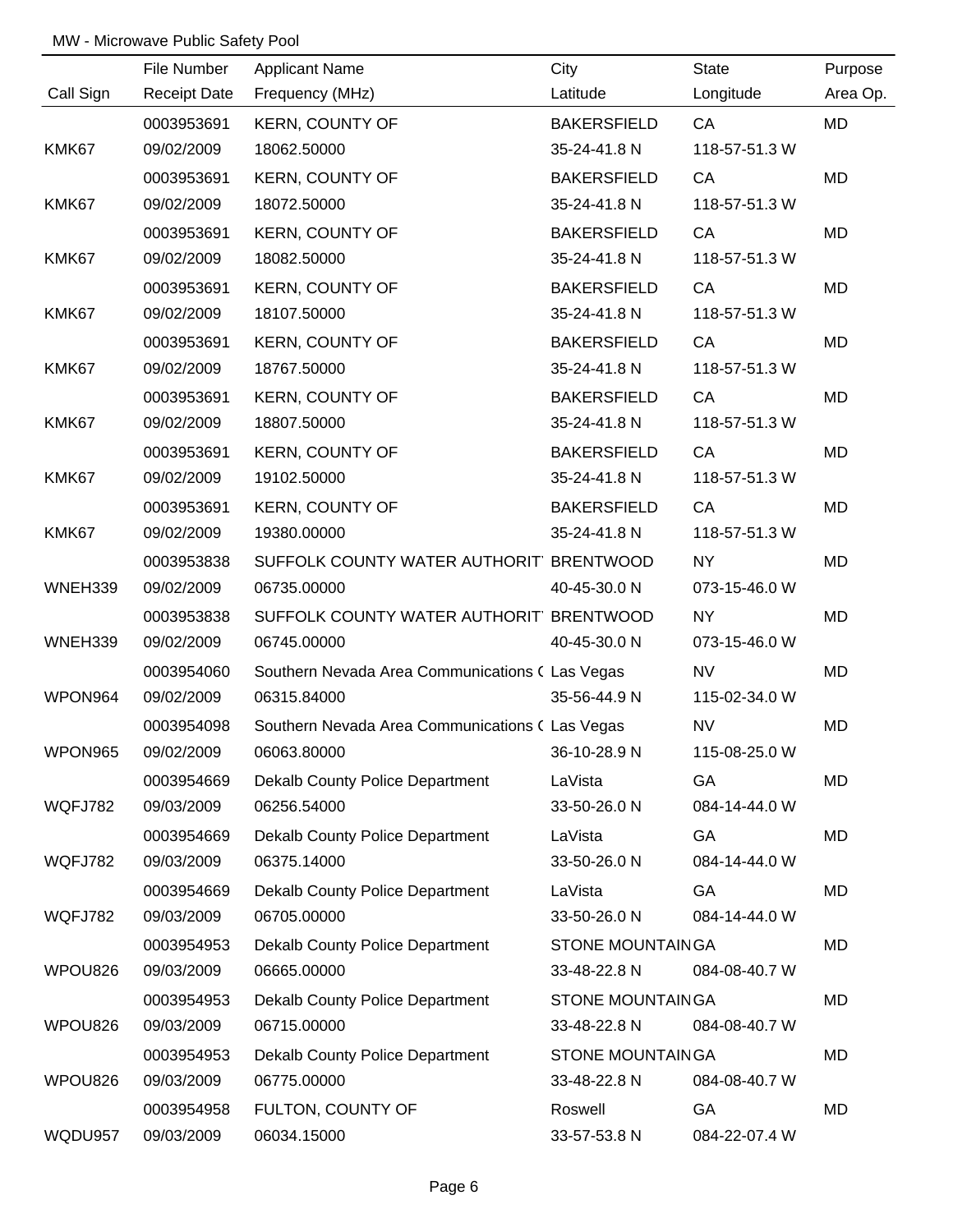MW - Microwave Public Safety Pool

| Call Sign | File Number<br>Receipt Date | Applicant Name<br>Frequency (MHz) | City<br>Latitude | State<br>Longitude | Purpose<br>Area Op. |
|---|---|---|---|---|---|
| KMK67 | 0003953691<br>09/02/2009 | KERN, COUNTY OF<br>18062.50000 | BAKERSFIELD<br>35-24-41.8 N | CA<br>118-57-51.3 W | MD |
| KMK67 | 0003953691<br>09/02/2009 | KERN, COUNTY OF<br>18072.50000 | BAKERSFIELD<br>35-24-41.8 N | CA<br>118-57-51.3 W | MD |
| KMK67 | 0003953691<br>09/02/2009 | KERN, COUNTY OF<br>18082.50000 | BAKERSFIELD<br>35-24-41.8 N | CA<br>118-57-51.3 W | MD |
| KMK67 | 0003953691<br>09/02/2009 | KERN, COUNTY OF<br>18107.50000 | BAKERSFIELD<br>35-24-41.8 N | CA<br>118-57-51.3 W | MD |
| KMK67 | 0003953691<br>09/02/2009 | KERN, COUNTY OF<br>18767.50000 | BAKERSFIELD<br>35-24-41.8 N | CA<br>118-57-51.3 W | MD |
| KMK67 | 0003953691<br>09/02/2009 | KERN, COUNTY OF<br>18807.50000 | BAKERSFIELD<br>35-24-41.8 N | CA<br>118-57-51.3 W | MD |
| KMK67 | 0003953691<br>09/02/2009 | KERN, COUNTY OF<br>19102.50000 | BAKERSFIELD<br>35-24-41.8 N | CA<br>118-57-51.3 W | MD |
| KMK67 | 0003953691<br>09/02/2009 | KERN, COUNTY OF<br>19380.00000 | BAKERSFIELD<br>35-24-41.8 N | CA<br>118-57-51.3 W | MD |
| WNEH339 | 0003953838<br>09/02/2009 | SUFFOLK COUNTY WATER AUTHORIT<br>06735.00000 | BRENTWOOD<br>40-45-30.0 N | NY<br>073-15-46.0 W | MD |
| WNEH339 | 0003953838<br>09/02/2009 | SUFFOLK COUNTY WATER AUTHORIT<br>06745.00000 | BRENTWOOD<br>40-45-30.0 N | NY<br>073-15-46.0 W | MD |
| WPON964 | 0003954060<br>09/02/2009 | Southern Nevada Area Communications (<br>06315.84000 | Las Vegas<br>35-56-44.9 N | NV<br>115-02-34.0 W | MD |
| WPON965 | 0003954098<br>09/02/2009 | Southern Nevada Area Communications (<br>06063.80000 | Las Vegas<br>36-10-28.9 N | NV<br>115-08-25.0 W | MD |
| WQFJ782 | 0003954669<br>09/03/2009 | Dekalb County Police Department<br>06256.54000 | LaVista<br>33-50-26.0 N | GA<br>084-14-44.0 W | MD |
| WQFJ782 | 0003954669<br>09/03/2009 | Dekalb County Police Department<br>06375.14000 | LaVista<br>33-50-26.0 N | GA<br>084-14-44.0 W | MD |
| WQFJ782 | 0003954669<br>09/03/2009 | Dekalb County Police Department<br>06705.00000 | LaVista<br>33-50-26.0 N | GA<br>084-14-44.0 W | MD |
| WPOU826 | 0003954953<br>09/03/2009 | Dekalb County Police Department<br>06665.00000 | STONE MOUNTAIN<br>33-48-22.8 N | GA<br>084-08-40.7 W | MD |
| WPOU826 | 0003954953<br>09/03/2009 | Dekalb County Police Department<br>06715.00000 | STONE MOUNTAIN<br>33-48-22.8 N | GA<br>084-08-40.7 W | MD |
| WPOU826 | 0003954953<br>09/03/2009 | Dekalb County Police Department<br>06775.00000 | STONE MOUNTAIN<br>33-48-22.8 N | GA<br>084-08-40.7 W | MD |
| WQDU957 | 0003954958<br>09/03/2009 | FULTON, COUNTY OF<br>06034.15000 | Roswell<br>33-57-53.8 N | GA<br>084-22-07.4 W | MD |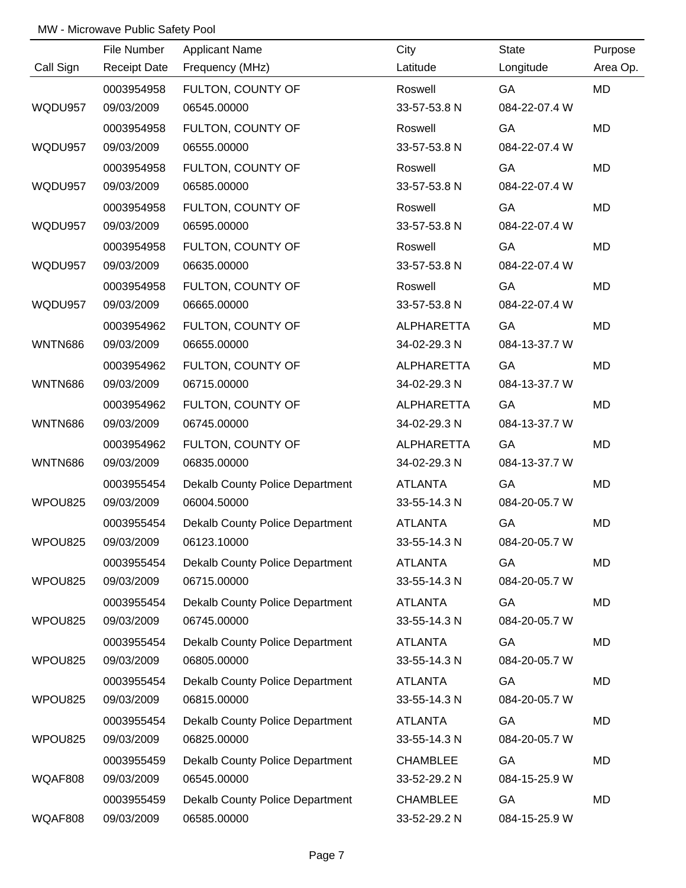MW - Microwave Public Safety Pool

| Call Sign | File Number / Receipt Date | Applicant Name / Frequency (MHz) | City / Latitude | State / Longitude | Purpose / Area Op. |
|---|---|---|---|---|---|
| | 0003954958 | FULTON, COUNTY OF | Roswell | GA | MD |
| WQDU957 | 09/03/2009 | 06545.00000 | 33-57-53.8 N | 084-22-07.4 W | |
| | 0003954958 | FULTON, COUNTY OF | Roswell | GA | MD |
| WQDU957 | 09/03/2009 | 06555.00000 | 33-57-53.8 N | 084-22-07.4 W | |
| | 0003954958 | FULTON, COUNTY OF | Roswell | GA | MD |
| WQDU957 | 09/03/2009 | 06585.00000 | 33-57-53.8 N | 084-22-07.4 W | |
| | 0003954958 | FULTON, COUNTY OF | Roswell | GA | MD |
| WQDU957 | 09/03/2009 | 06595.00000 | 33-57-53.8 N | 084-22-07.4 W | |
| | 0003954958 | FULTON, COUNTY OF | Roswell | GA | MD |
| WQDU957 | 09/03/2009 | 06635.00000 | 33-57-53.8 N | 084-22-07.4 W | |
| | 0003954958 | FULTON, COUNTY OF | Roswell | GA | MD |
| WQDU957 | 09/03/2009 | 06665.00000 | 33-57-53.8 N | 084-22-07.4 W | |
| | 0003954962 | FULTON, COUNTY OF | ALPHARETTA | GA | MD |
| WNTN686 | 09/03/2009 | 06655.00000 | 34-02-29.3 N | 084-13-37.7 W | |
| | 0003954962 | FULTON, COUNTY OF | ALPHARETTA | GA | MD |
| WNTN686 | 09/03/2009 | 06715.00000 | 34-02-29.3 N | 084-13-37.7 W | |
| | 0003954962 | FULTON, COUNTY OF | ALPHARETTA | GA | MD |
| WNTN686 | 09/03/2009 | 06745.00000 | 34-02-29.3 N | 084-13-37.7 W | |
| | 0003954962 | FULTON, COUNTY OF | ALPHARETTA | GA | MD |
| WNTN686 | 09/03/2009 | 06835.00000 | 34-02-29.3 N | 084-13-37.7 W | |
| | 0003955454 | Dekalb County Police Department | ATLANTA | GA | MD |
| WPOU825 | 09/03/2009 | 06004.50000 | 33-55-14.3 N | 084-20-05.7 W | |
| | 0003955454 | Dekalb County Police Department | ATLANTA | GA | MD |
| WPOU825 | 09/03/2009 | 06123.10000 | 33-55-14.3 N | 084-20-05.7 W | |
| | 0003955454 | Dekalb County Police Department | ATLANTA | GA | MD |
| WPOU825 | 09/03/2009 | 06715.00000 | 33-55-14.3 N | 084-20-05.7 W | |
| | 0003955454 | Dekalb County Police Department | ATLANTA | GA | MD |
| WPOU825 | 09/03/2009 | 06745.00000 | 33-55-14.3 N | 084-20-05.7 W | |
| | 0003955454 | Dekalb County Police Department | ATLANTA | GA | MD |
| WPOU825 | 09/03/2009 | 06805.00000 | 33-55-14.3 N | 084-20-05.7 W | |
| | 0003955454 | Dekalb County Police Department | ATLANTA | GA | MD |
| WPOU825 | 09/03/2009 | 06815.00000 | 33-55-14.3 N | 084-20-05.7 W | |
| | 0003955454 | Dekalb County Police Department | ATLANTA | GA | MD |
| WPOU825 | 09/03/2009 | 06825.00000 | 33-55-14.3 N | 084-20-05.7 W | |
| | 0003955459 | Dekalb County Police Department | CHAMBLEE | GA | MD |
| WQAF808 | 09/03/2009 | 06545.00000 | 33-52-29.2 N | 084-15-25.9 W | |
| | 0003955459 | Dekalb County Police Department | CHAMBLEE | GA | MD |
| WQAF808 | 09/03/2009 | 06585.00000 | 33-52-29.2 N | 084-15-25.9 W | |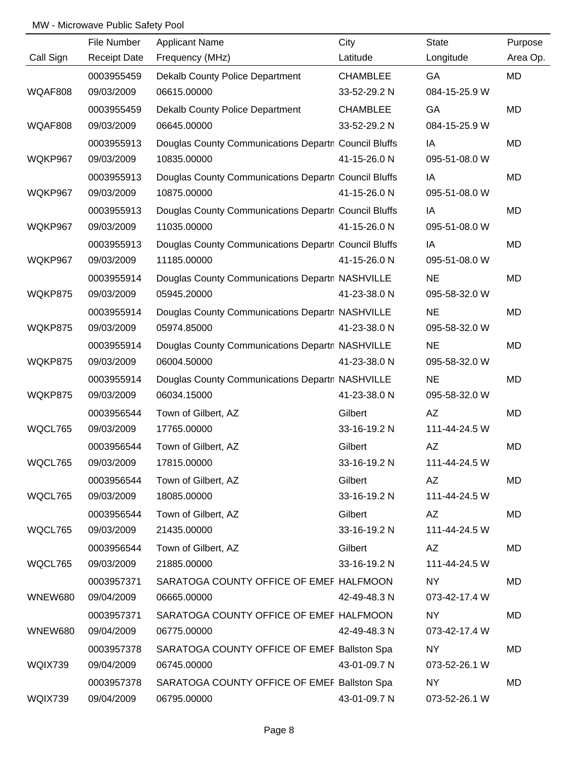MW - Microwave Public Safety Pool

| Call Sign | File Number<br>Receipt Date | Applicant Name<br>Frequency (MHz) | City<br>Latitude | State<br>Longitude | Purpose<br>Area Op. |
|---|---|---|---|---|---|
| WQAF808 | 0003955459<br>09/03/2009 | Dekalb County Police Department<br>06615.00000 | CHAMBLEE<br>33-52-29.2 N | GA<br>084-15-25.9 W | MD |
| WQAF808 | 0003955459<br>09/03/2009 | Dekalb County Police Department<br>06645.00000 | CHAMBLEE<br>33-52-29.2 N | GA<br>084-15-25.9 W | MD |
| WQKP967 | 0003955913<br>09/03/2009 | Douglas County Communications Departn<br>10835.00000 | Council Bluffs<br>41-15-26.0 N | IA<br>095-51-08.0 W | MD |
| WQKP967 | 0003955913<br>09/03/2009 | Douglas County Communications Departn<br>10875.00000 | Council Bluffs<br>41-15-26.0 N | IA<br>095-51-08.0 W | MD |
| WQKP967 | 0003955913<br>09/03/2009 | Douglas County Communications Departn<br>11035.00000 | Council Bluffs<br>41-15-26.0 N | IA<br>095-51-08.0 W | MD |
| WQKP967 | 0003955913<br>09/03/2009 | Douglas County Communications Departn<br>11185.00000 | Council Bluffs<br>41-15-26.0 N | IA<br>095-51-08.0 W | MD |
| WQKP875 | 0003955914<br>09/03/2009 | Douglas County Communications Departn<br>05945.20000 | NASHVILLE<br>41-23-38.0 N | NE<br>095-58-32.0 W | MD |
| WQKP875 | 0003955914<br>09/03/2009 | Douglas County Communications Departn<br>05974.85000 | NASHVILLE<br>41-23-38.0 N | NE<br>095-58-32.0 W | MD |
| WQKP875 | 0003955914<br>09/03/2009 | Douglas County Communications Departn<br>06004.50000 | NASHVILLE<br>41-23-38.0 N | NE<br>095-58-32.0 W | MD |
| WQKP875 | 0003955914<br>09/03/2009 | Douglas County Communications Departn<br>06034.15000 | NASHVILLE<br>41-23-38.0 N | NE<br>095-58-32.0 W | MD |
| WQCL765 | 0003956544<br>09/03/2009 | Town of Gilbert, AZ<br>17765.00000 | Gilbert<br>33-16-19.2 N | AZ<br>111-44-24.5 W | MD |
| WQCL765 | 0003956544<br>09/03/2009 | Town of Gilbert, AZ<br>17815.00000 | Gilbert<br>33-16-19.2 N | AZ<br>111-44-24.5 W | MD |
| WQCL765 | 0003956544<br>09/03/2009 | Town of Gilbert, AZ<br>18085.00000 | Gilbert<br>33-16-19.2 N | AZ<br>111-44-24.5 W | MD |
| WQCL765 | 0003956544<br>09/03/2009 | Town of Gilbert, AZ<br>21435.00000 | Gilbert<br>33-16-19.2 N | AZ<br>111-44-24.5 W | MD |
| WQCL765 | 0003956544<br>09/03/2009 | Town of Gilbert, AZ<br>21885.00000 | Gilbert<br>33-16-19.2 N | AZ<br>111-44-24.5 W | MD |
| WNEW680 | 0003957371<br>09/04/2009 | SARATOGA COUNTY OFFICE OF EMEF<br>06665.00000 | HALFMOON<br>42-49-48.3 N | NY<br>073-42-17.4 W | MD |
| WNEW680 | 0003957371<br>09/04/2009 | SARATOGA COUNTY OFFICE OF EMEF<br>06775.00000 | HALFMOON<br>42-49-48.3 N | NY<br>073-42-17.4 W | MD |
| WQIX739 | 0003957378<br>09/04/2009 | SARATOGA COUNTY OFFICE OF EMEF<br>06745.00000 | Ballston Spa<br>43-01-09.7 N | NY<br>073-52-26.1 W | MD |
| WQIX739 | 0003957378<br>09/04/2009 | SARATOGA COUNTY OFFICE OF EMEF<br>06795.00000 | Ballston Spa<br>43-01-09.7 N | NY<br>073-52-26.1 W | MD |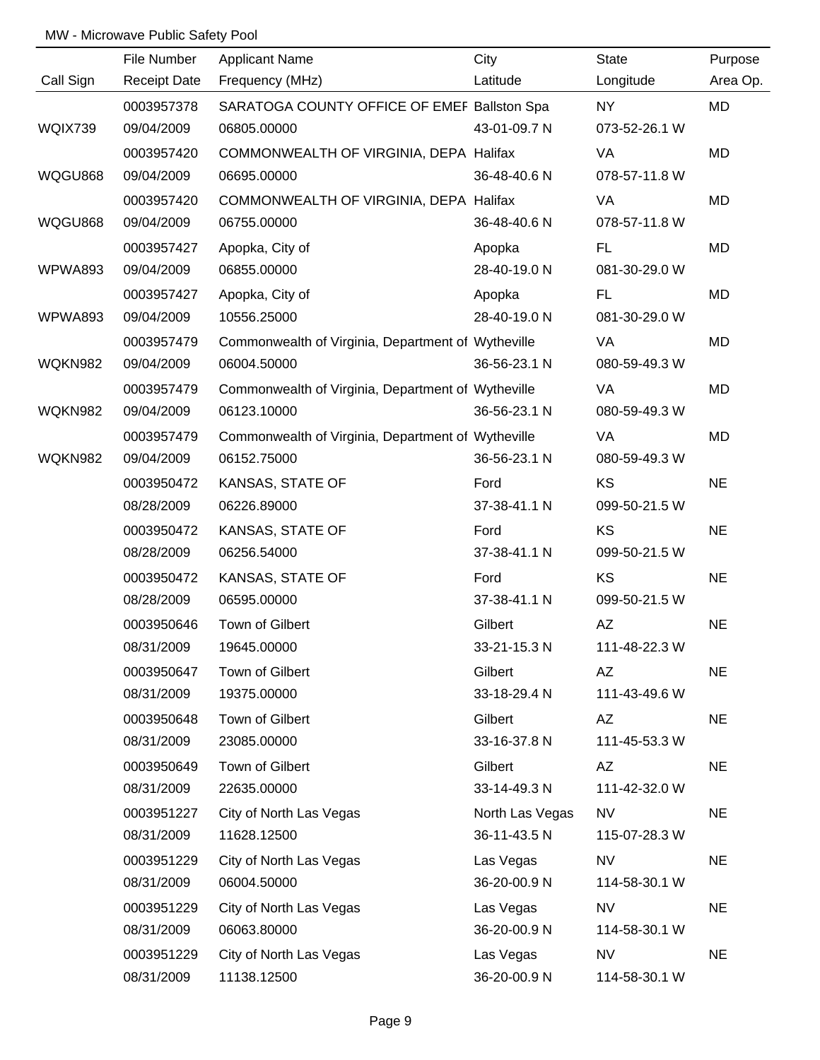MW - Microwave Public Safety Pool

| Call Sign | File Number / Receipt Date | Applicant Name / Frequency (MHz) | City / Latitude | State / Longitude | Purpose / Area Op. |
|---|---|---|---|---|---|
| | 0003957378 | SARATOGA COUNTY OFFICE OF EMEF | Ballston Spa | NY | MD |
| WQIX739 | 09/04/2009 | 06805.00000 | 43-01-09.7 N | 073-52-26.1 W | |
| | 0003957420 | COMMONWEALTH OF VIRGINIA, DEPA | Halifax | VA | MD |
| WQGU868 | 09/04/2009 | 06695.00000 | 36-48-40.6 N | 078-57-11.8 W | |
| | 0003957420 | COMMONWEALTH OF VIRGINIA, DEPA | Halifax | VA | MD |
| WQGU868 | 09/04/2009 | 06755.00000 | 36-48-40.6 N | 078-57-11.8 W | |
| | 0003957427 | Apopka, City of | Apopka | FL | MD |
| WPWA893 | 09/04/2009 | 06855.00000 | 28-40-19.0 N | 081-30-29.0 W | |
| | 0003957427 | Apopka, City of | Apopka | FL | MD |
| WPWA893 | 09/04/2009 | 10556.25000 | 28-40-19.0 N | 081-30-29.0 W | |
| | 0003957479 | Commonwealth of Virginia, Department of | Wytheville | VA | MD |
| WQKN982 | 09/04/2009 | 06004.50000 | 36-56-23.1 N | 080-59-49.3 W | |
| | 0003957479 | Commonwealth of Virginia, Department of | Wytheville | VA | MD |
| WQKN982 | 09/04/2009 | 06123.10000 | 36-56-23.1 N | 080-59-49.3 W | |
| | 0003957479 | Commonwealth of Virginia, Department of | Wytheville | VA | MD |
| WQKN982 | 09/04/2009 | 06152.75000 | 36-56-23.1 N | 080-59-49.3 W | |
| | 0003950472 | KANSAS, STATE OF | Ford | KS | NE |
| | 08/28/2009 | 06226.89000 | 37-38-41.1 N | 099-50-21.5 W | |
| | 0003950472 | KANSAS, STATE OF | Ford | KS | NE |
| | 08/28/2009 | 06256.54000 | 37-38-41.1 N | 099-50-21.5 W | |
| | 0003950472 | KANSAS, STATE OF | Ford | KS | NE |
| | 08/28/2009 | 06595.00000 | 37-38-41.1 N | 099-50-21.5 W | |
| | 0003950646 | Town of Gilbert | Gilbert | AZ | NE |
| | 08/31/2009 | 19645.00000 | 33-21-15.3 N | 111-48-22.3 W | |
| | 0003950647 | Town of Gilbert | Gilbert | AZ | NE |
| | 08/31/2009 | 19375.00000 | 33-18-29.4 N | 111-43-49.6 W | |
| | 0003950648 | Town of Gilbert | Gilbert | AZ | NE |
| | 08/31/2009 | 23085.00000 | 33-16-37.8 N | 111-45-53.3 W | |
| | 0003950649 | Town of Gilbert | Gilbert | AZ | NE |
| | 08/31/2009 | 22635.00000 | 33-14-49.3 N | 111-42-32.0 W | |
| | 0003951227 | City of North Las Vegas | North Las Vegas | NV | NE |
| | 08/31/2009 | 11628.12500 | 36-11-43.5 N | 115-07-28.3 W | |
| | 0003951229 | City of North Las Vegas | Las Vegas | NV | NE |
| | 08/31/2009 | 06004.50000 | 36-20-00.9 N | 114-58-30.1 W | |
| | 0003951229 | City of North Las Vegas | Las Vegas | NV | NE |
| | 08/31/2009 | 06063.80000 | 36-20-00.9 N | 114-58-30.1 W | |
| | 0003951229 | City of North Las Vegas | Las Vegas | NV | NE |
| | 08/31/2009 | 11138.12500 | 36-20-00.9 N | 114-58-30.1 W | |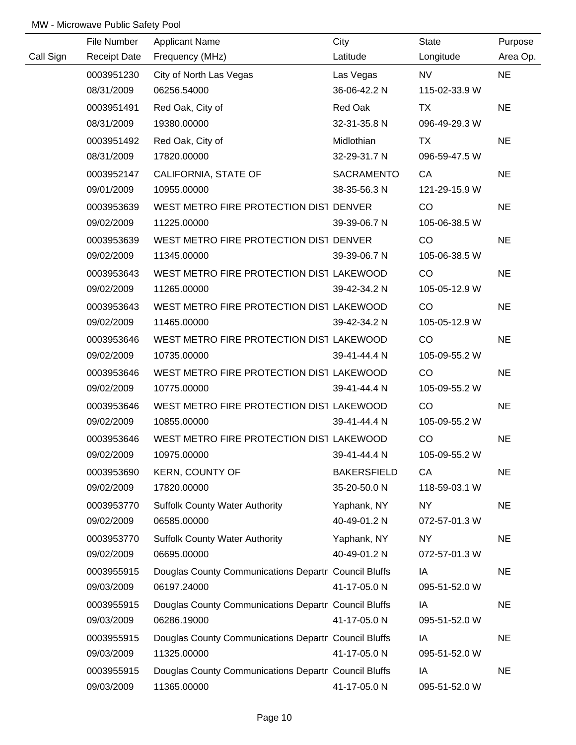MW - Microwave Public Safety Pool

| Call Sign | File Number<br>Receipt Date | Applicant Name<br>Frequency (MHz) | City<br>Latitude | State<br>Longitude | Purpose<br>Area Op. |
|---|---|---|---|---|---|
| | 0003951230<br>08/31/2009 | City of North Las Vegas<br>06256.54000 | Las Vegas<br>36-06-42.2 N | NV<br>115-02-33.9 W | NE |
| | 0003951491<br>08/31/2009 | Red Oak, City of<br>19380.00000 | Red Oak<br>32-31-35.8 N | TX<br>096-49-29.3 W | NE |
| | 0003951492<br>08/31/2009 | Red Oak, City of<br>17820.00000 | Midlothian<br>32-29-31.7 N | TX<br>096-59-47.5 W | NE |
| | 0003952147<br>09/01/2009 | CALIFORNIA, STATE OF<br>10955.00000 | SACRAMENTO<br>38-35-56.3 N | CA<br>121-29-15.9 W | NE |
| | 0003953639<br>09/02/2009 | WEST METRO FIRE PROTECTION DIST<br>11225.00000 | DENVER<br>39-39-06.7 N | CO<br>105-06-38.5 W | NE |
| | 0003953639<br>09/02/2009 | WEST METRO FIRE PROTECTION DIST<br>11345.00000 | DENVER<br>39-39-06.7 N | CO<br>105-06-38.5 W | NE |
| | 0003953643<br>09/02/2009 | WEST METRO FIRE PROTECTION DIST<br>11265.00000 | LAKEWOOD<br>39-42-34.2 N | CO<br>105-05-12.9 W | NE |
| | 0003953643<br>09/02/2009 | WEST METRO FIRE PROTECTION DIST<br>11465.00000 | LAKEWOOD<br>39-42-34.2 N | CO<br>105-05-12.9 W | NE |
| | 0003953646<br>09/02/2009 | WEST METRO FIRE PROTECTION DIST<br>10735.00000 | LAKEWOOD<br>39-41-44.4 N | CO<br>105-09-55.2 W | NE |
| | 0003953646<br>09/02/2009 | WEST METRO FIRE PROTECTION DIST<br>10775.00000 | LAKEWOOD<br>39-41-44.4 N | CO<br>105-09-55.2 W | NE |
| | 0003953646<br>09/02/2009 | WEST METRO FIRE PROTECTION DIST<br>10855.00000 | LAKEWOOD<br>39-41-44.4 N | CO<br>105-09-55.2 W | NE |
| | 0003953646<br>09/02/2009 | WEST METRO FIRE PROTECTION DIST<br>10975.00000 | LAKEWOOD<br>39-41-44.4 N | CO<br>105-09-55.2 W | NE |
| | 0003953690<br>09/02/2009 | KERN, COUNTY OF<br>17820.00000 | BAKERSFIELD<br>35-20-50.0 N | CA<br>118-59-03.1 W | NE |
| | 0003953770<br>09/02/2009 | Suffolk County Water Authority<br>06585.00000 | Yaphank, NY<br>40-49-01.2 N | NY<br>072-57-01.3 W | NE |
| | 0003953770<br>09/02/2009 | Suffolk County Water Authority<br>06695.00000 | Yaphank, NY<br>40-49-01.2 N | NY<br>072-57-01.3 W | NE |
| | 0003955915<br>09/03/2009 | Douglas County Communications Departn<br>06197.24000 | Council Bluffs<br>41-17-05.0 N | IA<br>095-51-52.0 W | NE |
| | 0003955915<br>09/03/2009 | Douglas County Communications Departn<br>06286.19000 | Council Bluffs<br>41-17-05.0 N | IA<br>095-51-52.0 W | NE |
| | 0003955915<br>09/03/2009 | Douglas County Communications Departn<br>11325.00000 | Council Bluffs<br>41-17-05.0 N | IA<br>095-51-52.0 W | NE |
| | 0003955915<br>09/03/2009 | Douglas County Communications Departn<br>11365.00000 | Council Bluffs<br>41-17-05.0 N | IA<br>095-51-52.0 W | NE |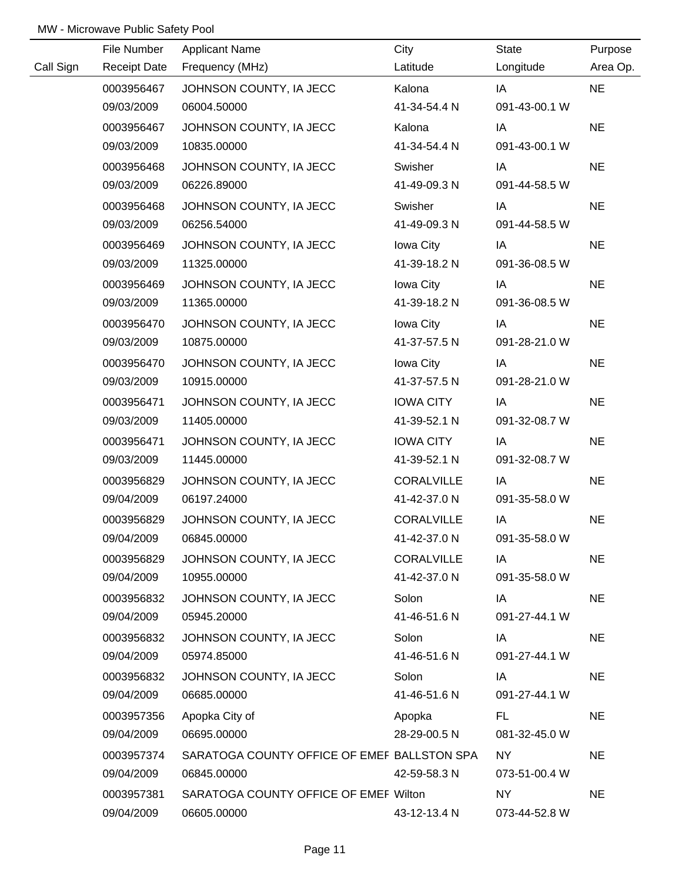MW - Microwave Public Safety Pool

| Call Sign | File Number / Receipt Date | Applicant Name / Frequency (MHz) | City / Latitude | State / Longitude | Purpose / Area Op. |
|---|---|---|---|---|---|
| | 0003956467 | JOHNSON COUNTY, IA JECC | Kalona | IA | NE |
| | 09/03/2009 | 06004.50000 | 41-34-54.4 N | 091-43-00.1 W | |
| | 0003956467 | JOHNSON COUNTY, IA JECC | Kalona | IA | NE |
| | 09/03/2009 | 10835.00000 | 41-34-54.4 N | 091-43-00.1 W | |
| | 0003956468 | JOHNSON COUNTY, IA JECC | Swisher | IA | NE |
| | 09/03/2009 | 06226.89000 | 41-49-09.3 N | 091-44-58.5 W | |
| | 0003956468 | JOHNSON COUNTY, IA JECC | Swisher | IA | NE |
| | 09/03/2009 | 06256.54000 | 41-49-09.3 N | 091-44-58.5 W | |
| | 0003956469 | JOHNSON COUNTY, IA JECC | Iowa City | IA | NE |
| | 09/03/2009 | 11325.00000 | 41-39-18.2 N | 091-36-08.5 W | |
| | 0003956469 | JOHNSON COUNTY, IA JECC | Iowa City | IA | NE |
| | 09/03/2009 | 11365.00000 | 41-39-18.2 N | 091-36-08.5 W | |
| | 0003956470 | JOHNSON COUNTY, IA JECC | Iowa City | IA | NE |
| | 09/03/2009 | 10875.00000 | 41-37-57.5 N | 091-28-21.0 W | |
| | 0003956470 | JOHNSON COUNTY, IA JECC | Iowa City | IA | NE |
| | 09/03/2009 | 10915.00000 | 41-37-57.5 N | 091-28-21.0 W | |
| | 0003956471 | JOHNSON COUNTY, IA JECC | IOWA CITY | IA | NE |
| | 09/03/2009 | 11405.00000 | 41-39-52.1 N | 091-32-08.7 W | |
| | 0003956471 | JOHNSON COUNTY, IA JECC | IOWA CITY | IA | NE |
| | 09/03/2009 | 11445.00000 | 41-39-52.1 N | 091-32-08.7 W | |
| | 0003956829 | JOHNSON COUNTY, IA JECC | CORALVILLE | IA | NE |
| | 09/04/2009 | 06197.24000 | 41-42-37.0 N | 091-35-58.0 W | |
| | 0003956829 | JOHNSON COUNTY, IA JECC | CORALVILLE | IA | NE |
| | 09/04/2009 | 06845.00000 | 41-42-37.0 N | 091-35-58.0 W | |
| | 0003956829 | JOHNSON COUNTY, IA JECC | CORALVILLE | IA | NE |
| | 09/04/2009 | 10955.00000 | 41-42-37.0 N | 091-35-58.0 W | |
| | 0003956832 | JOHNSON COUNTY, IA JECC | Solon | IA | NE |
| | 09/04/2009 | 05945.20000 | 41-46-51.6 N | 091-27-44.1 W | |
| | 0003956832 | JOHNSON COUNTY, IA JECC | Solon | IA | NE |
| | 09/04/2009 | 05974.85000 | 41-46-51.6 N | 091-27-44.1 W | |
| | 0003956832 | JOHNSON COUNTY, IA JECC | Solon | IA | NE |
| | 09/04/2009 | 06685.00000 | 41-46-51.6 N | 091-27-44.1 W | |
| | 0003957356 | Apopka City of | Apopka | FL | NE |
| | 09/04/2009 | 06695.00000 | 28-29-00.5 N | 081-32-45.0 W | |
| | 0003957374 | SARATOGA COUNTY OFFICE OF EMEF | BALLSTON SPA | NY | NE |
| | 09/04/2009 | 06845.00000 | 42-59-58.3 N | 073-51-00.4 W | |
| | 0003957381 | SARATOGA COUNTY OFFICE OF EMEF | Wilton | NY | NE |
| | 09/04/2009 | 06605.00000 | 43-12-13.4 N | 073-44-52.8 W | |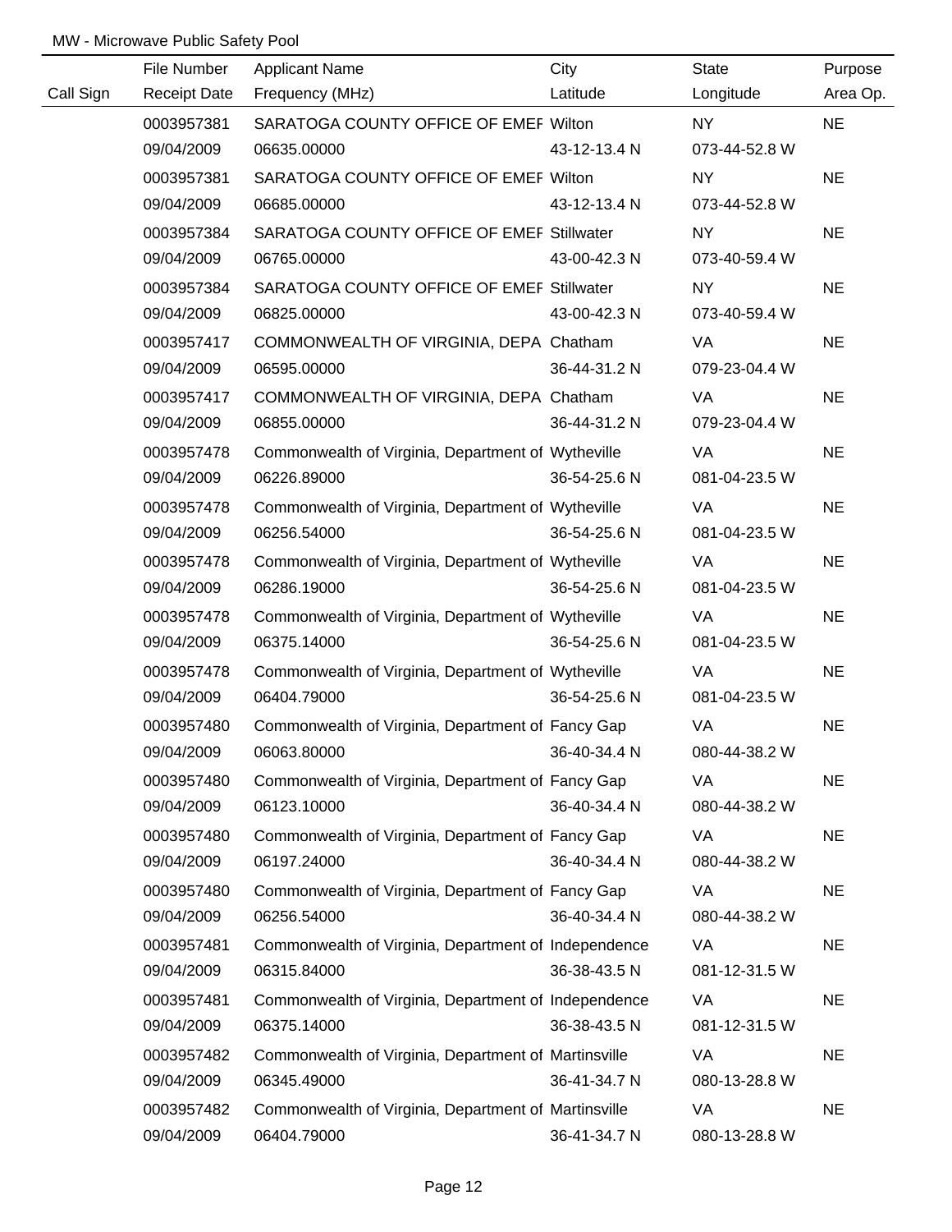MW - Microwave Public Safety Pool

| Call Sign | File Number<br>Receipt Date | Applicant Name<br>Frequency (MHz) | City<br>Latitude | State<br>Longitude | Purpose<br>Area Op. |
|---|---|---|---|---|---|
| | 0003957381<br>09/04/2009 | SARATOGA COUNTY OFFICE OF EMEF<br>06635.00000 | Wilton<br>43-12-13.4 N | NY<br>073-44-52.8 W | NE |
| | 0003957381<br>09/04/2009 | SARATOGA COUNTY OFFICE OF EMEF<br>06685.00000 | Wilton<br>43-12-13.4 N | NY<br>073-44-52.8 W | NE |
| | 0003957384<br>09/04/2009 | SARATOGA COUNTY OFFICE OF EMEF<br>06765.00000 | Stillwater<br>43-00-42.3 N | NY<br>073-40-59.4 W | NE |
| | 0003957384<br>09/04/2009 | SARATOGA COUNTY OFFICE OF EMEF<br>06825.00000 | Stillwater<br>43-00-42.3 N | NY<br>073-40-59.4 W | NE |
| | 0003957417<br>09/04/2009 | COMMONWEALTH OF VIRGINIA, DEPA<br>06595.00000 | Chatham<br>36-44-31.2 N | VA<br>079-23-04.4 W | NE |
| | 0003957417<br>09/04/2009 | COMMONWEALTH OF VIRGINIA, DEPA<br>06855.00000 | Chatham<br>36-44-31.2 N | VA<br>079-23-04.4 W | NE |
| | 0003957478<br>09/04/2009 | Commonwealth of Virginia, Department of<br>06226.89000 | Wytheville<br>36-54-25.6 N | VA<br>081-04-23.5 W | NE |
| | 0003957478<br>09/04/2009 | Commonwealth of Virginia, Department of<br>06256.54000 | Wytheville<br>36-54-25.6 N | VA<br>081-04-23.5 W | NE |
| | 0003957478<br>09/04/2009 | Commonwealth of Virginia, Department of<br>06286.19000 | Wytheville<br>36-54-25.6 N | VA<br>081-04-23.5 W | NE |
| | 0003957478<br>09/04/2009 | Commonwealth of Virginia, Department of<br>06375.14000 | Wytheville<br>36-54-25.6 N | VA<br>081-04-23.5 W | NE |
| | 0003957478<br>09/04/2009 | Commonwealth of Virginia, Department of<br>06404.79000 | Wytheville<br>36-54-25.6 N | VA<br>081-04-23.5 W | NE |
| | 0003957480<br>09/04/2009 | Commonwealth of Virginia, Department of<br>06063.80000 | Fancy Gap<br>36-40-34.4 N | VA<br>080-44-38.2 W | NE |
| | 0003957480<br>09/04/2009 | Commonwealth of Virginia, Department of<br>06123.10000 | Fancy Gap<br>36-40-34.4 N | VA<br>080-44-38.2 W | NE |
| | 0003957480<br>09/04/2009 | Commonwealth of Virginia, Department of<br>06197.24000 | Fancy Gap<br>36-40-34.4 N | VA<br>080-44-38.2 W | NE |
| | 0003957480<br>09/04/2009 | Commonwealth of Virginia, Department of<br>06256.54000 | Fancy Gap<br>36-40-34.4 N | VA<br>080-44-38.2 W | NE |
| | 0003957481<br>09/04/2009 | Commonwealth of Virginia, Department of<br>06315.84000 | Independence<br>36-38-43.5 N | VA<br>081-12-31.5 W | NE |
| | 0003957481<br>09/04/2009 | Commonwealth of Virginia, Department of<br>06375.14000 | Independence<br>36-38-43.5 N | VA<br>081-12-31.5 W | NE |
| | 0003957482<br>09/04/2009 | Commonwealth of Virginia, Department of<br>06345.49000 | Martinsville<br>36-41-34.7 N | VA<br>080-13-28.8 W | NE |
| | 0003957482<br>09/04/2009 | Commonwealth of Virginia, Department of<br>06404.79000 | Martinsville<br>36-41-34.7 N | VA<br>080-13-28.8 W | NE |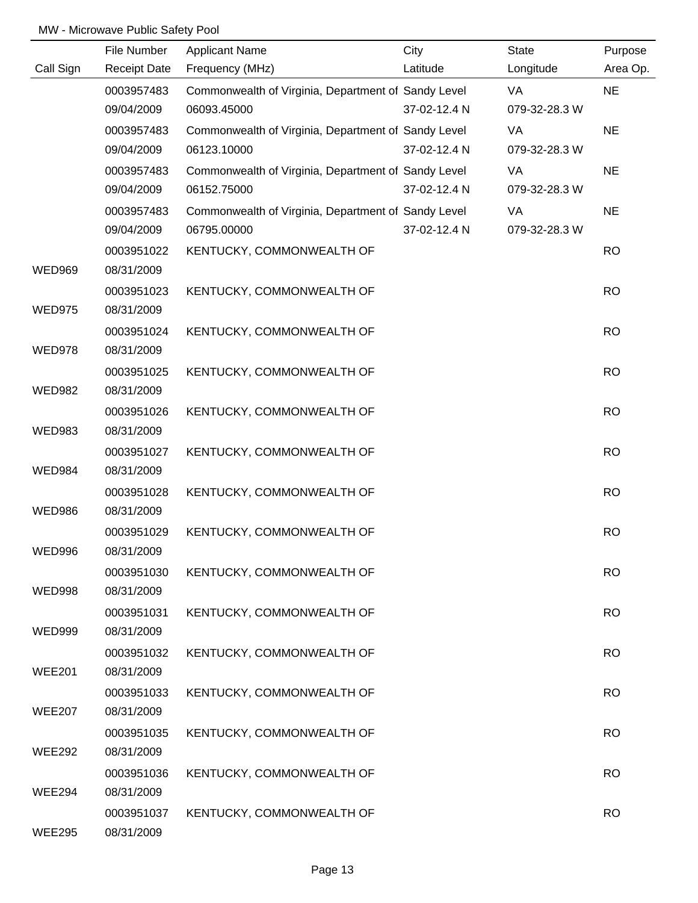MW - Microwave Public Safety Pool

| Call Sign | File Number<br>Receipt Date | Applicant Name<br>Frequency (MHz) | City<br>Latitude | State<br>Longitude | Purpose<br>Area Op. |
|---|---|---|---|---|---|
| | 0003957483<br>09/04/2009 | Commonwealth of Virginia, Department of<br>06093.45000 | Sandy Level<br>37-02-12.4 N | VA<br>079-32-28.3 W | NE |
| | 0003957483<br>09/04/2009 | Commonwealth of Virginia, Department of<br>06123.10000 | Sandy Level<br>37-02-12.4 N | VA<br>079-32-28.3 W | NE |
| | 0003957483<br>09/04/2009 | Commonwealth of Virginia, Department of<br>06152.75000 | Sandy Level<br>37-02-12.4 N | VA<br>079-32-28.3 W | NE |
| | 0003957483<br>09/04/2009 | Commonwealth of Virginia, Department of<br>06795.00000 | Sandy Level<br>37-02-12.4 N | VA<br>079-32-28.3 W | NE |
| WED969 | 0003951022<br>08/31/2009 | KENTUCKY, COMMONWEALTH OF | | | RO |
| WED975 | 0003951023<br>08/31/2009 | KENTUCKY, COMMONWEALTH OF | | | RO |
| WED978 | 0003951024<br>08/31/2009 | KENTUCKY, COMMONWEALTH OF | | | RO |
| WED982 | 0003951025<br>08/31/2009 | KENTUCKY, COMMONWEALTH OF | | | RO |
| WED983 | 0003951026<br>08/31/2009 | KENTUCKY, COMMONWEALTH OF | | | RO |
| WED984 | 0003951027<br>08/31/2009 | KENTUCKY, COMMONWEALTH OF | | | RO |
| WED986 | 0003951028<br>08/31/2009 | KENTUCKY, COMMONWEALTH OF | | | RO |
| WED996 | 0003951029<br>08/31/2009 | KENTUCKY, COMMONWEALTH OF | | | RO |
| WED998 | 0003951030<br>08/31/2009 | KENTUCKY, COMMONWEALTH OF | | | RO |
| WED999 | 0003951031<br>08/31/2009 | KENTUCKY, COMMONWEALTH OF | | | RO |
| WEE201 | 0003951032<br>08/31/2009 | KENTUCKY, COMMONWEALTH OF | | | RO |
| WEE207 | 0003951033<br>08/31/2009 | KENTUCKY, COMMONWEALTH OF | | | RO |
| WEE292 | 0003951035<br>08/31/2009 | KENTUCKY, COMMONWEALTH OF | | | RO |
| WEE294 | 0003951036<br>08/31/2009 | KENTUCKY, COMMONWEALTH OF | | | RO |
| WEE295 | 0003951037<br>08/31/2009 | KENTUCKY, COMMONWEALTH OF | | | RO |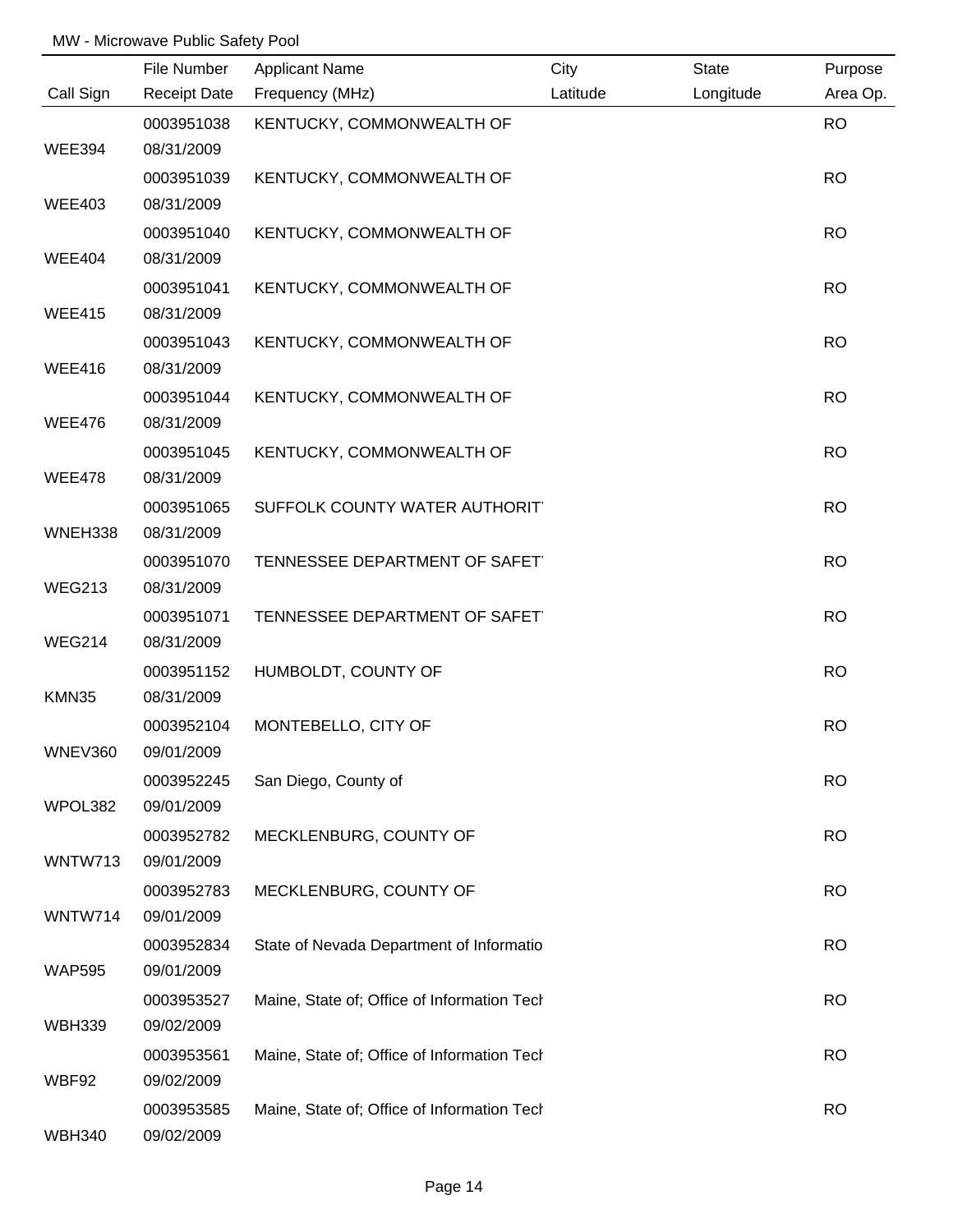MW - Microwave Public Safety Pool

| Call Sign | File Number<br>Receipt Date | Applicant Name<br>Frequency (MHz) | City<br>Latitude | State<br>Longitude | Purpose<br>Area Op. |
|---|---|---|---|---|---|
| WEE394 | 0003951038<br>08/31/2009 | KENTUCKY, COMMONWEALTH OF | | | RO |
| WEE403 | 0003951039<br>08/31/2009 | KENTUCKY, COMMONWEALTH OF | | | RO |
| WEE404 | 0003951040<br>08/31/2009 | KENTUCKY, COMMONWEALTH OF | | | RO |
| WEE415 | 0003951041<br>08/31/2009 | KENTUCKY, COMMONWEALTH OF | | | RO |
| WEE416 | 0003951043<br>08/31/2009 | KENTUCKY, COMMONWEALTH OF | | | RO |
| WEE476 | 0003951044<br>08/31/2009 | KENTUCKY, COMMONWEALTH OF | | | RO |
| WEE478 | 0003951045<br>08/31/2009 | KENTUCKY, COMMONWEALTH OF | | | RO |
| WNEH338 | 0003951065<br>08/31/2009 | SUFFOLK COUNTY WATER AUTHORIT | | | RO |
| WEG213 | 0003951070<br>08/31/2009 | TENNESSEE DEPARTMENT OF SAFET | | | RO |
| WEG214 | 0003951071<br>08/31/2009 | TENNESSEE DEPARTMENT OF SAFET | | | RO |
| KMN35 | 0003951152<br>08/31/2009 | HUMBOLDT, COUNTY OF | | | RO |
| WNEV360 | 0003952104<br>09/01/2009 | MONTEBELLO, CITY OF | | | RO |
| WPOL382 | 0003952245<br>09/01/2009 | San Diego, County of | | | RO |
| WNTW713 | 0003952782<br>09/01/2009 | MECKLENBURG, COUNTY OF | | | RO |
| WNTW714 | 0003952783<br>09/01/2009 | MECKLENBURG, COUNTY OF | | | RO |
| WAP595 | 0003952834<br>09/01/2009 | State of Nevada Department of Informatio | | | RO |
| WBH339 | 0003953527<br>09/02/2009 | Maine, State of; Office of Information Tech | | | RO |
| WBF92 | 0003953561<br>09/02/2009 | Maine, State of; Office of Information Tech | | | RO |
| WBH340 | 0003953585<br>09/02/2009 | Maine, State of; Office of Information Tech | | | RO |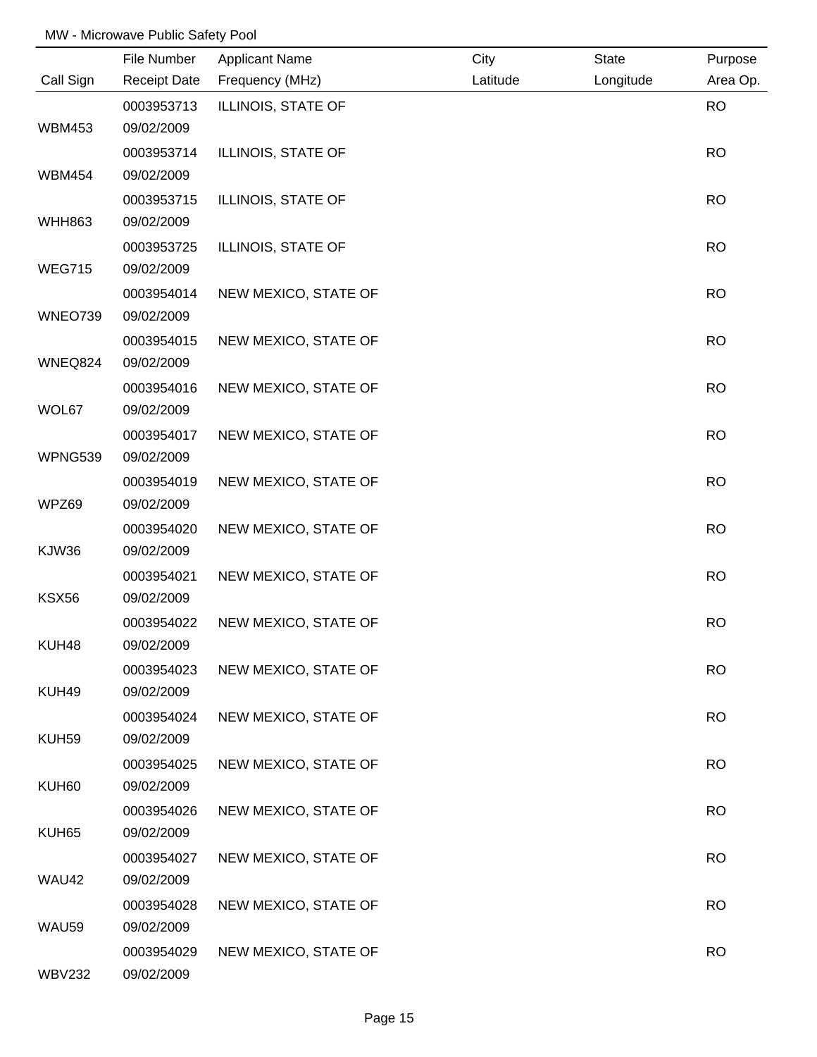MW - Microwave Public Safety Pool

| Call Sign | File Number / Receipt Date | Applicant Name / Frequency (MHz) | City / Latitude | State / Longitude | Purpose / Area Op. |
|---|---|---|---|---|---|
| WBM453 | 0003953713 / 09/02/2009 | ILLINOIS, STATE OF | | | RO |
| WBM454 | 0003953714 / 09/02/2009 | ILLINOIS, STATE OF | | | RO |
| WHH863 | 0003953715 / 09/02/2009 | ILLINOIS, STATE OF | | | RO |
| WEG715 | 0003953725 / 09/02/2009 | ILLINOIS, STATE OF | | | RO |
| WNEO739 | 0003954014 / 09/02/2009 | NEW MEXICO, STATE OF | | | RO |
| WNEQ824 | 0003954015 / 09/02/2009 | NEW MEXICO, STATE OF | | | RO |
| WOL67 | 0003954016 / 09/02/2009 | NEW MEXICO, STATE OF | | | RO |
| WPNG539 | 0003954017 / 09/02/2009 | NEW MEXICO, STATE OF | | | RO |
| WPZ69 | 0003954019 / 09/02/2009 | NEW MEXICO, STATE OF | | | RO |
| KJW36 | 0003954020 / 09/02/2009 | NEW MEXICO, STATE OF | | | RO |
| KSX56 | 0003954021 / 09/02/2009 | NEW MEXICO, STATE OF | | | RO |
| KUH48 | 0003954022 / 09/02/2009 | NEW MEXICO, STATE OF | | | RO |
| KUH49 | 0003954023 / 09/02/2009 | NEW MEXICO, STATE OF | | | RO |
| KUH59 | 0003954024 / 09/02/2009 | NEW MEXICO, STATE OF | | | RO |
| KUH60 | 0003954025 / 09/02/2009 | NEW MEXICO, STATE OF | | | RO |
| KUH65 | 0003954026 / 09/02/2009 | NEW MEXICO, STATE OF | | | RO |
| WAU42 | 0003954027 / 09/02/2009 | NEW MEXICO, STATE OF | | | RO |
| WAU59 | 0003954028 / 09/02/2009 | NEW MEXICO, STATE OF | | | RO |
| WBV232 | 0003954029 / 09/02/2009 | NEW MEXICO, STATE OF | | | RO |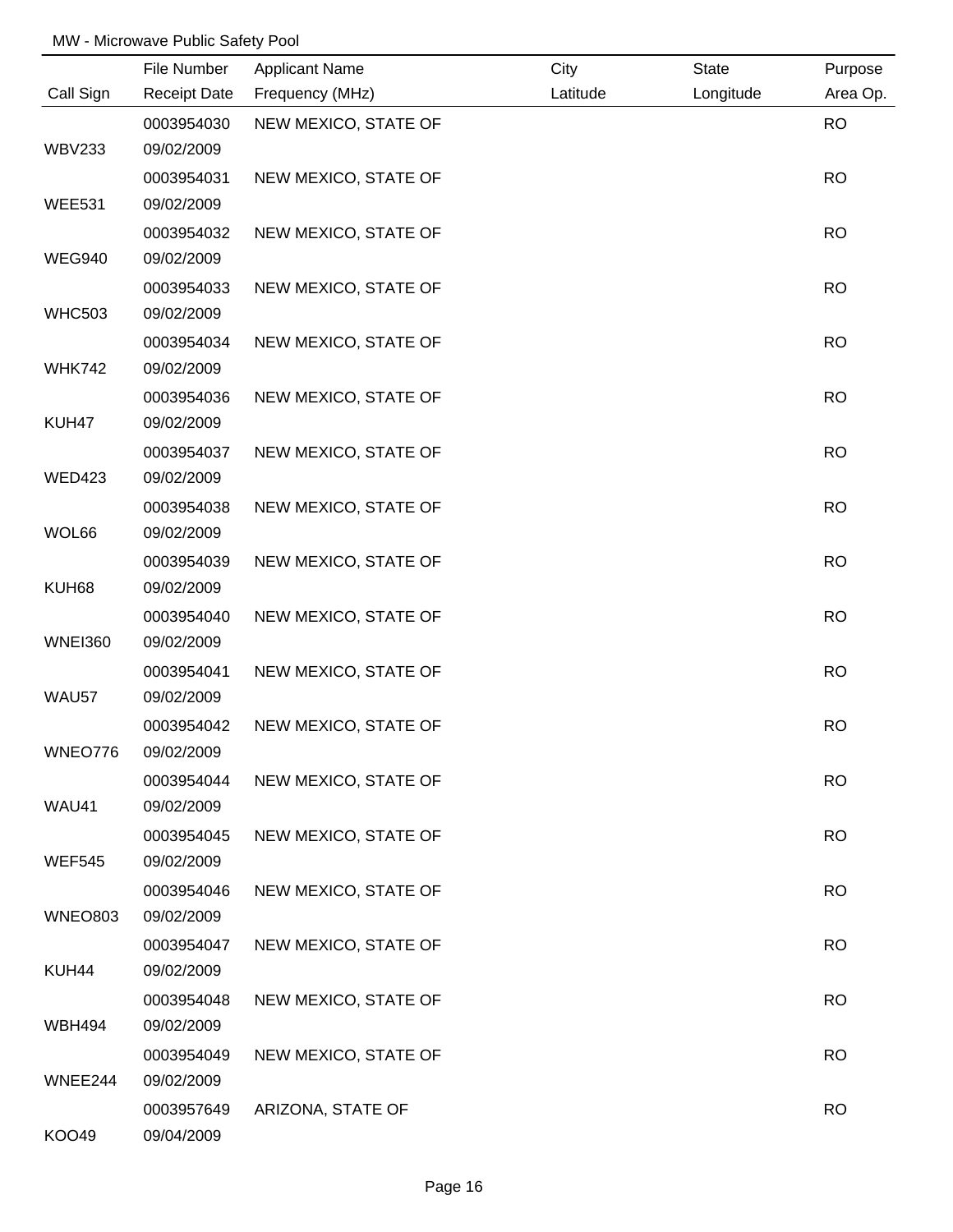MW - Microwave Public Safety Pool

| Call Sign | File Number<br>Receipt Date | Applicant Name<br>Frequency (MHz) | City<br>Latitude | State<br>Longitude | Purpose<br>Area Op. |
|---|---|---|---|---|---|
| WBV233 | 0003954030<br>09/02/2009 | NEW MEXICO, STATE OF | | | RO |
| WEE531 | 0003954031<br>09/02/2009 | NEW MEXICO, STATE OF | | | RO |
| WEG940 | 0003954032<br>09/02/2009 | NEW MEXICO, STATE OF | | | RO |
| WHC503 | 0003954033<br>09/02/2009 | NEW MEXICO, STATE OF | | | RO |
| WHK742 | 0003954034<br>09/02/2009 | NEW MEXICO, STATE OF | | | RO |
| KUH47 | 0003954036<br>09/02/2009 | NEW MEXICO, STATE OF | | | RO |
| WED423 | 0003954037<br>09/02/2009 | NEW MEXICO, STATE OF | | | RO |
| WOL66 | 0003954038<br>09/02/2009 | NEW MEXICO, STATE OF | | | RO |
| KUH68 | 0003954039<br>09/02/2009 | NEW MEXICO, STATE OF | | | RO |
| WNEI360 | 0003954040<br>09/02/2009 | NEW MEXICO, STATE OF | | | RO |
| WAU57 | 0003954041<br>09/02/2009 | NEW MEXICO, STATE OF | | | RO |
| WNEO776 | 0003954042<br>09/02/2009 | NEW MEXICO, STATE OF | | | RO |
| WAU41 | 0003954044<br>09/02/2009 | NEW MEXICO, STATE OF | | | RO |
| WEF545 | 0003954045<br>09/02/2009 | NEW MEXICO, STATE OF | | | RO |
| WNEO803 | 0003954046<br>09/02/2009 | NEW MEXICO, STATE OF | | | RO |
| KUH44 | 0003954047<br>09/02/2009 | NEW MEXICO, STATE OF | | | RO |
| WBH494 | 0003954048<br>09/02/2009 | NEW MEXICO, STATE OF | | | RO |
| WNEE244 | 0003954049<br>09/02/2009 | NEW MEXICO, STATE OF | | | RO |
| KOO49 | 0003957649<br>09/04/2009 | ARIZONA, STATE OF | | | RO |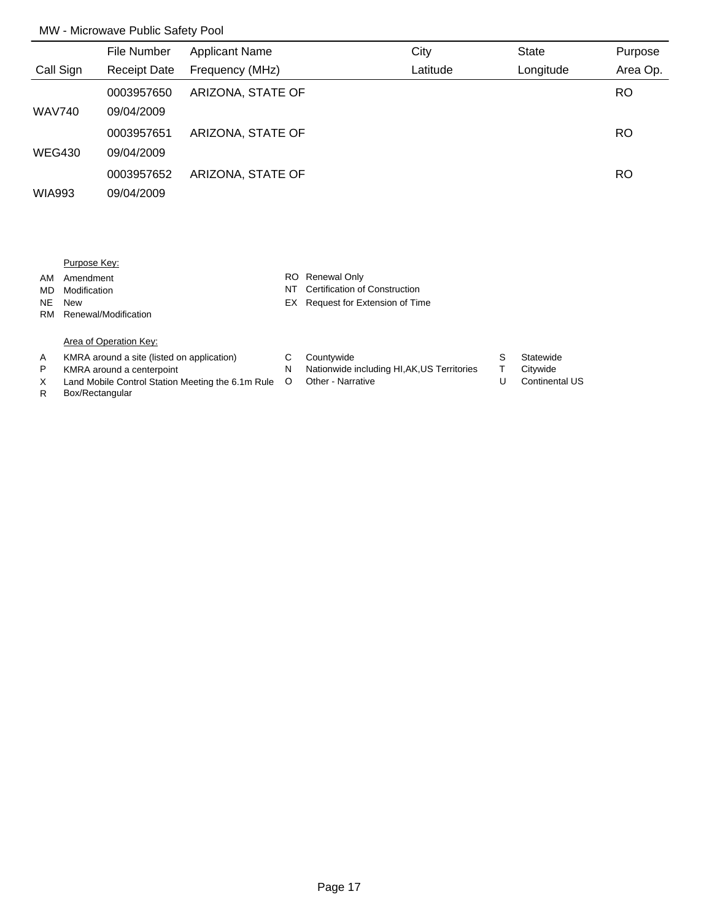MW - Microwave Public Safety Pool

| Call Sign | File Number / Receipt Date | Applicant Name / Frequency (MHz) | City / Latitude | State / Longitude | Purpose / Area Op. |
|---|---|---|---|---|---|
| | 0003957650 | ARIZONA, STATE OF | | | RO |
| WAV740 | 09/04/2009 | | | | |
| | 0003957651 | ARIZONA, STATE OF | | | RO |
| WEG430 | 09/04/2009 | | | | |
| | 0003957652 | ARIZONA, STATE OF | | | RO |
| WIA993 | 09/04/2009 | | | | |

Purpose Key:

- AM Amendment
- MD Modification
- NE New
- RM Renewal/Modification
- RO Renewal Only
- NT Certification of Construction
- EX Request for Extension of Time

Area of Operation Key:

- A KMRA around a site (listed on application)
- P KMRA around a centerpoint
- X Land Mobile Control Station Meeting the 6.1m Rule
- R Box/Rectangular
- C Countywide
- N Nationwide including HI,AK,US Territories
- O Other - Narrative
- S Statewide
- T Citywide
- U Continental US